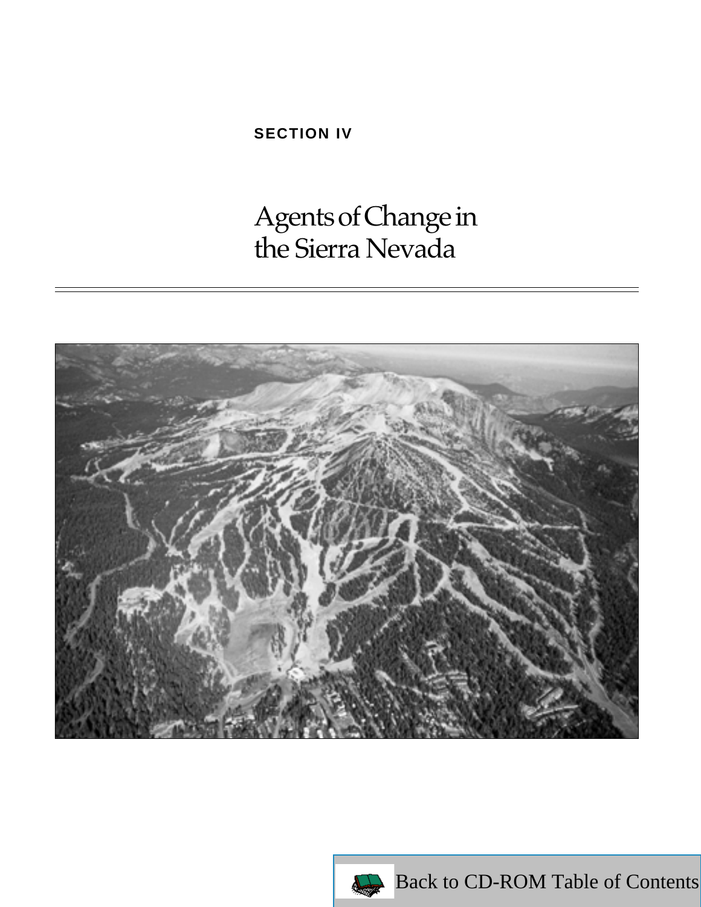SECTION IV

# Agents of Change in the Sierra Nevada

Back to CD-ROM Table of Contents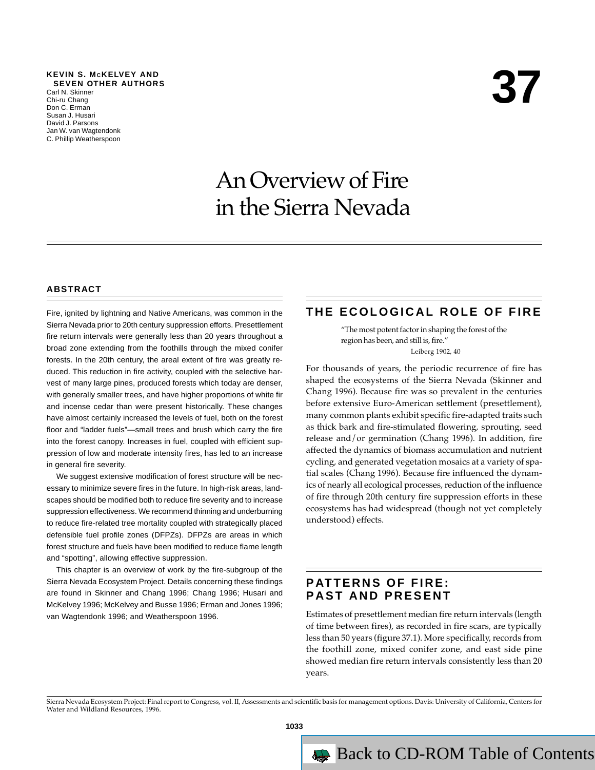**KEVIN S. McKELVEY AND SEVEN OTHER AUTHORS**
Carl N. Skinner
Chi-ru Chang
Don C. Erman
Susan J. Husari
David J. Parsons
Jan W. van Wagtendonk
C. Phillip Weatherspoon

# 37

# An Overview of Fire in the Sierra Nevada

## ABSTRACT

Fire, ignited by lightning and Native Americans, was common in the Sierra Nevada prior to 20th century suppression efforts. Presettlement fire return intervals were generally less than 20 years throughout a broad zone extending from the foothills through the mixed conifer forests. In the 20th century, the areal extent of fire was greatly reduced. This reduction in fire activity, coupled with the selective harvest of many large pines, produced forests which today are denser, with generally smaller trees, and have higher proportions of white fir and incense cedar than were present historically. These changes have almost certainly increased the levels of fuel, both on the forest floor and "ladder fuels"—small trees and brush which carry the fire into the forest canopy. Increases in fuel, coupled with efficient suppression of low and moderate intensity fires, has led to an increase in general fire severity.

We suggest extensive modification of forest structure will be necessary to minimize severe fires in the future. In high-risk areas, landscapes should be modified both to reduce fire severity and to increase suppression effectiveness. We recommend thinning and underburning to reduce fire-related tree mortality coupled with strategically placed defensible fuel profile zones (DFPZs). DFPZs are areas in which forest structure and fuels have been modified to reduce flame length and "spotting", allowing effective suppression.

This chapter is an overview of work by the fire-subgroup of the Sierra Nevada Ecosystem Project. Details concerning these findings are found in Skinner and Chang 1996; Chang 1996; Husari and McKelvey 1996; McKelvey and Busse 1996; Erman and Jones 1996; van Wagtendonk 1996; and Weatherspoon 1996.

## THE ECOLOGICAL ROLE OF FIRE

> "The most potent factor in shaping the forest of the region has been, and still is, fire."
>
> Leiberg 1902, 40

For thousands of years, the periodic recurrence of fire has shaped the ecosystems of the Sierra Nevada (Skinner and Chang 1996). Because fire was so prevalent in the centuries before extensive Euro-American settlement (presettlement), many common plants exhibit specific fire-adapted traits such as thick bark and fire-stimulated flowering, sprouting, seed release and/or germination (Chang 1996). In addition, fire affected the dynamics of biomass accumulation and nutrient cycling, and generated vegetation mosaics at a variety of spatial scales (Chang 1996). Because fire influenced the dynamics of nearly all ecological processes, reduction of the influence of fire through 20th century fire suppression efforts in these ecosystems has had widespread (though not yet completely understood) effects.

## PATTERNS OF FIRE: PAST AND PRESENT

Estimates of presettlement median fire return intervals (length of time between fires), as recorded in fire scars, are typically less than 50 years (figure 37.1). More specifically, records from the foothill zone, mixed conifer zone, and east side pine showed median fire return intervals consistently less than 20 years.

Sierra Nevada Ecosystem Project: Final report to Congress, vol. II, Assessments and scientific basis for management options. Davis: University of California, Centers for Water and Wildland Resources, 1996.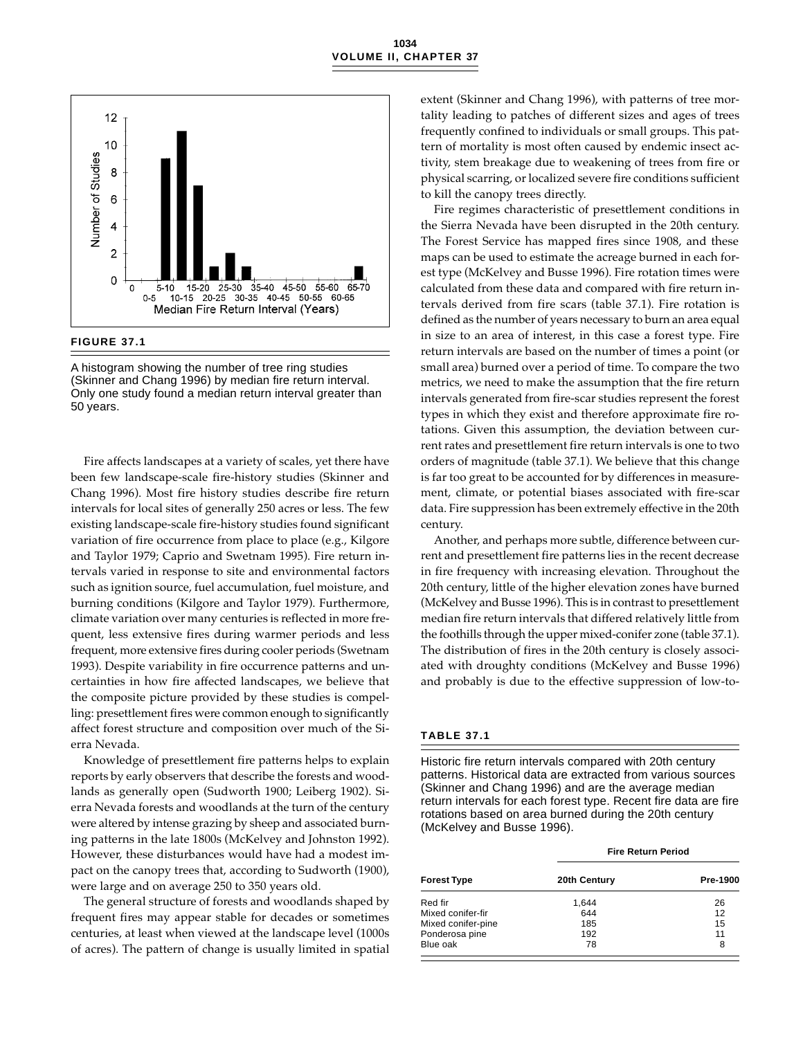**FIGURE 37.1**

A histogram showing the number of tree ring studies (Skinner and Chang 1996) by median fire return interval. Only one study found a median return interval greater than 50 years.

Fire affects landscapes at a variety of scales, yet there have been few landscape-scale fire-history studies (Skinner and Chang 1996). Most fire history studies describe fire return intervals for local sites of generally 250 acres or less. The few existing landscape-scale fire-history studies found significant variation of fire occurrence from place to place (e.g., Kilgore and Taylor 1979; Caprio and Swetnam 1995). Fire return intervals varied in response to site and environmental factors such as ignition source, fuel accumulation, fuel moisture, and burning conditions (Kilgore and Taylor 1979). Furthermore, climate variation over many centuries is reflected in more frequent, less extensive fires during warmer periods and less frequent, more extensive fires during cooler periods (Swetnam 1993). Despite variability in fire occurrence patterns and uncertainties in how fire affected landscapes, we believe that the composite picture provided by these studies is compelling: presettlement fires were common enough to significantly affect forest structure and composition over much of the Sierra Nevada.

Knowledge of presettlement fire patterns helps to explain reports by early observers that describe the forests and woodlands as generally open (Sudworth 1900; Leiberg 1902). Sierra Nevada forests and woodlands at the turn of the century were altered by intense grazing by sheep and associated burning patterns in the late 1800s (McKelvey and Johnston 1992). However, these disturbances would have had a modest impact on the canopy trees that, according to Sudworth (1900), were large and on average 250 to 350 years old.

The general structure of forests and woodlands shaped by frequent fires may appear stable for decades or sometimes centuries, at least when viewed at the landscape level (1000s of acres). The pattern of change is usually limited in spatial extent (Skinner and Chang 1996), with patterns of tree mortality leading to patches of different sizes and ages of trees frequently confined to individuals or small groups. This pattern of mortality is most often caused by endemic insect activity, stem breakage due to weakening of trees from fire or physical scarring, or localized severe fire conditions sufficient to kill the canopy trees directly.

Fire regimes characteristic of presettlement conditions in the Sierra Nevada have been disrupted in the 20th century. The Forest Service has mapped fires since 1908, and these maps can be used to estimate the acreage burned in each forest type (McKelvey and Busse 1996). Fire rotation times were calculated from these data and compared with fire return intervals derived from fire scars (table 37.1). Fire rotation is defined as the number of years necessary to burn an area equal in size to an area of interest, in this case a forest type. Fire return intervals are based on the number of times a point (or small area) burned over a period of time. To compare the two metrics, we need to make the assumption that the fire return intervals generated from fire-scar studies represent the forest types in which they exist and therefore approximate fire rotations. Given this assumption, the deviation between current rates and presettlement fire return intervals is one to two orders of magnitude (table 37.1). We believe that this change is far too great to be accounted for by differences in measurement, climate, or potential biases associated with fire-scar data. Fire suppression has been extremely effective in the 20th century.

Another, and perhaps more subtle, difference between current and presettlement fire patterns lies in the recent decrease in fire frequency with increasing elevation. Throughout the 20th century, little of the higher elevation zones have burned (McKelvey and Busse 1996). This is in contrast to presettlement median fire return intervals that differed relatively little from the foothills through the upper mixed-conifer zone (table 37.1). The distribution of fires in the 20th century is closely associated with droughty conditions (McKelvey and Busse 1996) and probably is due to the effective suppression of low-to-

**TABLE 37.1**

Historic fire return intervals compared with 20th century patterns. Historical data are extracted from various sources (Skinner and Chang 1996) and are the average median return intervals for each forest type. Recent fire data are fire rotations based on area burned during the 20th century (McKelvey and Busse 1996).

| | Fire Return Period | |
|---|---|---|
| **Forest Type** | **20th Century** | **Pre-1900** |
| Red fir | 1,644 | 26 |
| Mixed conifer-fir | 644 | 12 |
| Mixed conifer-pine | 185 | 15 |
| Ponderosa pine | 192 | 11 |
| Blue oak | 78 | 8 |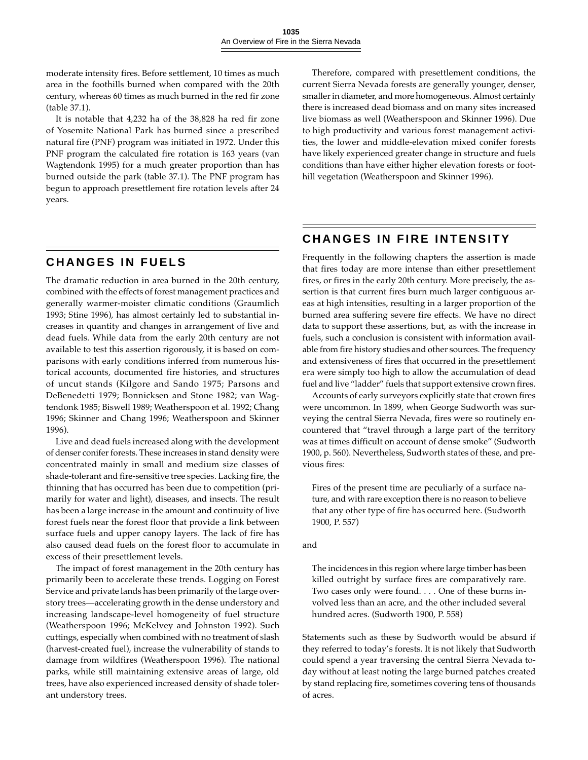moderate intensity fires. Before settlement, 10 times as much area in the foothills burned when compared with the 20th century, whereas 60 times as much burned in the red fir zone (table 37.1).

It is notable that 4,232 ha of the 38,828 ha red fir zone of Yosemite National Park has burned since a prescribed natural fire (PNF) program was initiated in 1972. Under this PNF program the calculated fire rotation is 163 years (van Wagtendonk 1995) for a much greater proportion than has burned outside the park (table 37.1). The PNF program has begun to approach presettlement fire rotation levels after 24 years.

## CHANGES IN FUELS

The dramatic reduction in area burned in the 20th century, combined with the effects of forest management practices and generally warmer-moister climatic conditions (Graumlich 1993; Stine 1996), has almost certainly led to substantial increases in quantity and changes in arrangement of live and dead fuels. While data from the early 20th century are not available to test this assertion rigorously, it is based on comparisons with early conditions inferred from numerous historical accounts, documented fire histories, and structures of uncut stands (Kilgore and Sando 1975; Parsons and DeBenedetti 1979; Bonnicksen and Stone 1982; van Wagtendonk 1985; Biswell 1989; Weatherspoon et al. 1992; Chang 1996; Skinner and Chang 1996; Weatherspoon and Skinner 1996).

Live and dead fuels increased along with the development of denser conifer forests. These increases in stand density were concentrated mainly in small and medium size classes of shade-tolerant and fire-sensitive tree species. Lacking fire, the thinning that has occurred has been due to competition (primarily for water and light), diseases, and insects. The result has been a large increase in the amount and continuity of live forest fuels near the forest floor that provide a link between surface fuels and upper canopy layers. The lack of fire has also caused dead fuels on the forest floor to accumulate in excess of their presettlement levels.

The impact of forest management in the 20th century has primarily been to accelerate these trends. Logging on Forest Service and private lands has been primarily of the large overstory trees—accelerating growth in the dense understory and increasing landscape-level homogeneity of fuel structure (Weatherspoon 1996; McKelvey and Johnston 1992). Such cuttings, especially when combined with no treatment of slash (harvest-created fuel), increase the vulnerability of stands to damage from wildfires (Weatherspoon 1996). The national parks, while still maintaining extensive areas of large, old trees, have also experienced increased density of shade tolerant understory trees.

Therefore, compared with presettlement conditions, the current Sierra Nevada forests are generally younger, denser, smaller in diameter, and more homogeneous. Almost certainly there is increased dead biomass and on many sites increased live biomass as well (Weatherspoon and Skinner 1996). Due to high productivity and various forest management activities, the lower and middle-elevation mixed conifer forests have likely experienced greater change in structure and fuels conditions than have either higher elevation forests or foothill vegetation (Weatherspoon and Skinner 1996).

## CHANGES IN FIRE INTENSITY

Frequently in the following chapters the assertion is made that fires today are more intense than either presettlement fires, or fires in the early 20th century. More precisely, the assertion is that current fires burn much larger contiguous areas at high intensities, resulting in a larger proportion of the burned area suffering severe fire effects. We have no direct data to support these assertions, but, as with the increase in fuels, such a conclusion is consistent with information available from fire history studies and other sources. The frequency and extensiveness of fires that occurred in the presettlement era were simply too high to allow the accumulation of dead fuel and live "ladder" fuels that support extensive crown fires.

Accounts of early surveyors explicitly state that crown fires were uncommon. In 1899, when George Sudworth was surveying the central Sierra Nevada, fires were so routinely encountered that "travel through a large part of the territory was at times difficult on account of dense smoke" (Sudworth 1900, p. 560). Nevertheless, Sudworth states of these, and previous fires:

> Fires of the present time are peculiarly of a surface nature, and with rare exception there is no reason to believe that any other type of fire has occurred here. (Sudworth 1900, P. 557)

and

> The incidences in this region where large timber has been killed outright by surface fires are comparatively rare. Two cases only were found. . . . One of these burns involved less than an acre, and the other included several hundred acres. (Sudworth 1900, P. 558)

Statements such as these by Sudworth would be absurd if they referred to today's forests. It is not likely that Sudworth could spend a year traversing the central Sierra Nevada today without at least noting the large burned patches created by stand replacing fire, sometimes covering tens of thousands of acres.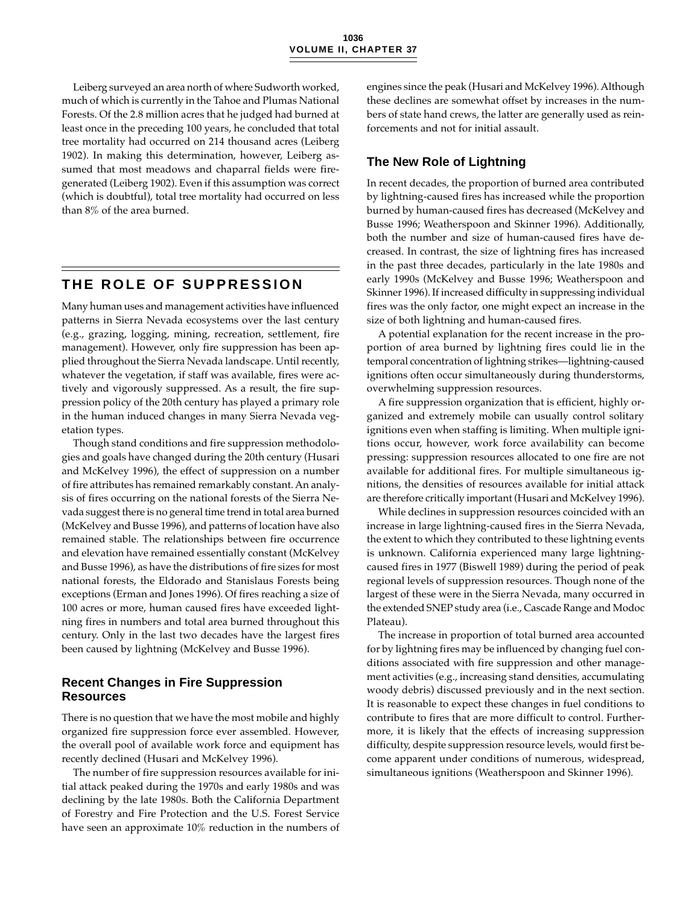Leiberg surveyed an area north of where Sudworth worked, much of which is currently in the Tahoe and Plumas National Forests. Of the 2.8 million acres that he judged had burned at least once in the preceding 100 years, he concluded that total tree mortality had occurred on 214 thousand acres (Leiberg 1902). In making this determination, however, Leiberg assumed that most meadows and chaparral fields were fire-generated (Leiberg 1902). Even if this assumption was correct (which is doubtful), total tree mortality had occurred on less than 8% of the area burned.

## THE ROLE OF SUPPRESSION

Many human uses and management activities have influenced patterns in Sierra Nevada ecosystems over the last century (e.g., grazing, logging, mining, recreation, settlement, fire management). However, only fire suppression has been applied throughout the Sierra Nevada landscape. Until recently, whatever the vegetation, if staff was available, fires were actively and vigorously suppressed. As a result, the fire suppression policy of the 20th century has played a primary role in the human induced changes in many Sierra Nevada vegetation types.

Though stand conditions and fire suppression methodologies and goals have changed during the 20th century (Husari and McKelvey 1996), the effect of suppression on a number of fire attributes has remained remarkably constant. An analysis of fires occurring on the national forests of the Sierra Nevada suggest there is no general time trend in total area burned (McKelvey and Busse 1996), and patterns of location have also remained stable. The relationships between fire occurrence and elevation have remained essentially constant (McKelvey and Busse 1996), as have the distributions of fire sizes for most national forests, the Eldorado and Stanislaus Forests being exceptions (Erman and Jones 1996). Of fires reaching a size of 100 acres or more, human caused fires have exceeded lightning fires in numbers and total area burned throughout this century. Only in the last two decades have the largest fires been caused by lightning (McKelvey and Busse 1996).

### Recent Changes in Fire Suppression Resources

There is no question that we have the most mobile and highly organized fire suppression force ever assembled. However, the overall pool of available work force and equipment has recently declined (Husari and McKelvey 1996).

The number of fire suppression resources available for initial attack peaked during the 1970s and early 1980s and was declining by the late 1980s. Both the California Department of Forestry and Fire Protection and the U.S. Forest Service have seen an approximate 10% reduction in the numbers of engines since the peak (Husari and McKelvey 1996). Although these declines are somewhat offset by increases in the numbers of state hand crews, the latter are generally used as reinforcements and not for initial assault.

### The New Role of Lightning

In recent decades, the proportion of burned area contributed by lightning-caused fires has increased while the proportion burned by human-caused fires has decreased (McKelvey and Busse 1996; Weatherspoon and Skinner 1996). Additionally, both the number and size of human-caused fires have decreased. In contrast, the size of lightning fires has increased in the past three decades, particularly in the late 1980s and early 1990s (McKelvey and Busse 1996; Weatherspoon and Skinner 1996). If increased difficulty in suppressing individual fires was the only factor, one might expect an increase in the size of both lightning and human-caused fires.

A potential explanation for the recent increase in the proportion of area burned by lightning fires could lie in the temporal concentration of lightning strikes—lightning-caused ignitions often occur simultaneously during thunderstorms, overwhelming suppression resources.

A fire suppression organization that is efficient, highly organized and extremely mobile can usually control solitary ignitions even when staffing is limiting. When multiple ignitions occur, however, work force availability can become pressing: suppression resources allocated to one fire are not available for additional fires. For multiple simultaneous ignitions, the densities of resources available for initial attack are therefore critically important (Husari and McKelvey 1996).

While declines in suppression resources coincided with an increase in large lightning-caused fires in the Sierra Nevada, the extent to which they contributed to these lightning events is unknown. California experienced many large lightning-caused fires in 1977 (Biswell 1989) during the period of peak regional levels of suppression resources. Though none of the largest of these were in the Sierra Nevada, many occurred in the extended SNEP study area (i.e., Cascade Range and Modoc Plateau).

The increase in proportion of total burned area accounted for by lightning fires may be influenced by changing fuel conditions associated with fire suppression and other management activities (e.g., increasing stand densities, accumulating woody debris) discussed previously and in the next section. It is reasonable to expect these changes in fuel conditions to contribute to fires that are more difficult to control. Furthermore, it is likely that the effects of increasing suppression difficulty, despite suppression resource levels, would first become apparent under conditions of numerous, widespread, simultaneous ignitions (Weatherspoon and Skinner 1996).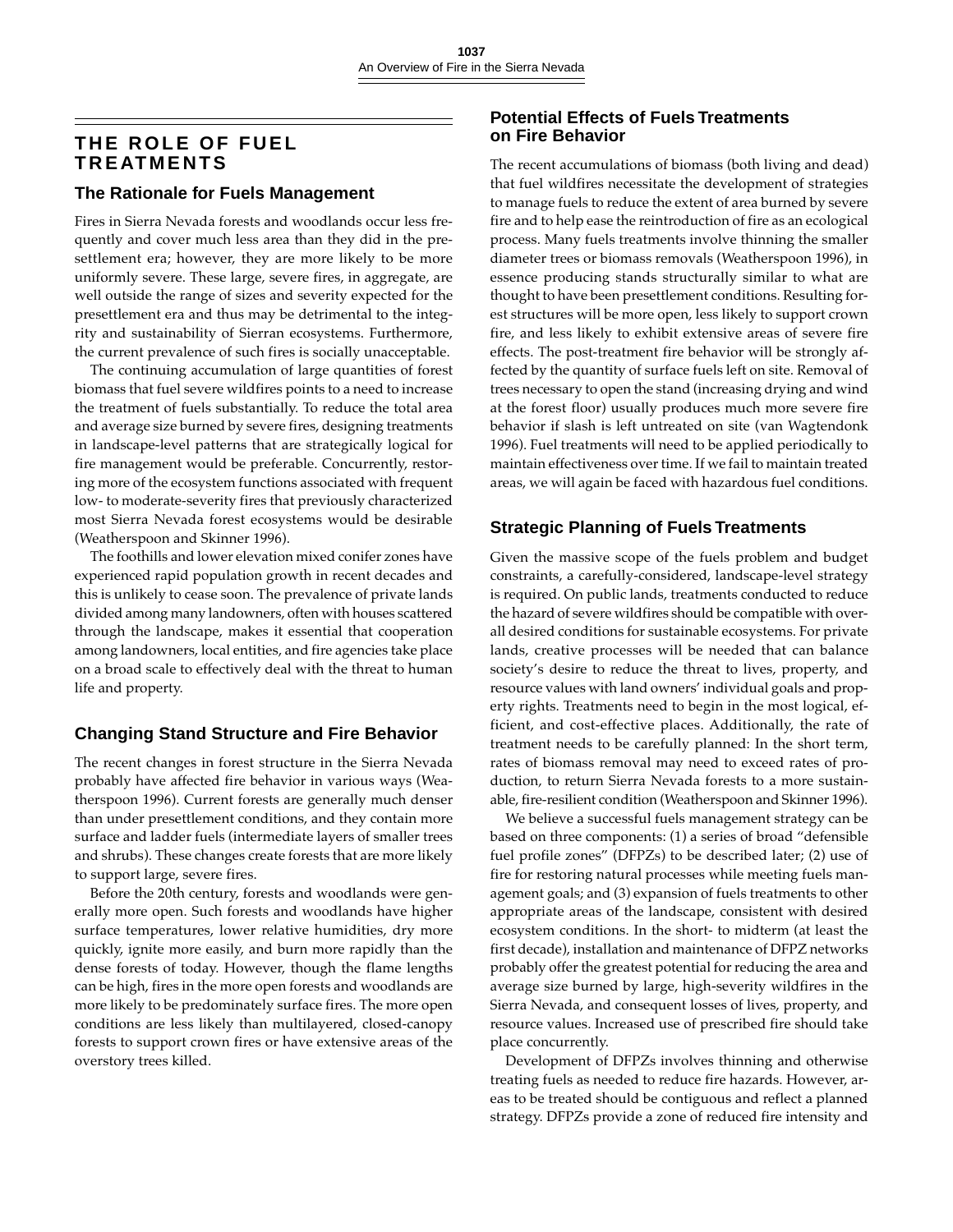# THE ROLE OF FUEL TREATMENTS

## The Rationale for Fuels Management

Fires in Sierra Nevada forests and woodlands occur less frequently and cover much less area than they did in the presettlement era; however, they are more likely to be more uniformly severe. These large, severe fires, in aggregate, are well outside the range of sizes and severity expected for the presettlement era and thus may be detrimental to the integrity and sustainability of Sierran ecosystems. Furthermore, the current prevalence of such fires is socially unacceptable.

The continuing accumulation of large quantities of forest biomass that fuel severe wildfires points to a need to increase the treatment of fuels substantially. To reduce the total area and average size burned by severe fires, designing treatments in landscape-level patterns that are strategically logical for fire management would be preferable. Concurrently, restoring more of the ecosystem functions associated with frequent low- to moderate-severity fires that previously characterized most Sierra Nevada forest ecosystems would be desirable (Weatherspoon and Skinner 1996).

The foothills and lower elevation mixed conifer zones have experienced rapid population growth in recent decades and this is unlikely to cease soon. The prevalence of private lands divided among many landowners, often with houses scattered through the landscape, makes it essential that cooperation among landowners, local entities, and fire agencies take place on a broad scale to effectively deal with the threat to human life and property.

## Changing Stand Structure and Fire Behavior

The recent changes in forest structure in the Sierra Nevada probably have affected fire behavior in various ways (Weatherspoon 1996). Current forests are generally much denser than under presettlement conditions, and they contain more surface and ladder fuels (intermediate layers of smaller trees and shrubs). These changes create forests that are more likely to support large, severe fires.

Before the 20th century, forests and woodlands were generally more open. Such forests and woodlands have higher surface temperatures, lower relative humidities, dry more quickly, ignite more easily, and burn more rapidly than the dense forests of today. However, though the flame lengths can be high, fires in the more open forests and woodlands are more likely to be predominately surface fires. The more open conditions are less likely than multilayered, closed-canopy forests to support crown fires or have extensive areas of the overstory trees killed.

## Potential Effects of Fuels Treatments on Fire Behavior

The recent accumulations of biomass (both living and dead) that fuel wildfires necessitate the development of strategies to manage fuels to reduce the extent of area burned by severe fire and to help ease the reintroduction of fire as an ecological process. Many fuels treatments involve thinning the smaller diameter trees or biomass removals (Weatherspoon 1996), in essence producing stands structurally similar to what are thought to have been presettlement conditions. Resulting forest structures will be more open, less likely to support crown fire, and less likely to exhibit extensive areas of severe fire effects. The post-treatment fire behavior will be strongly affected by the quantity of surface fuels left on site. Removal of trees necessary to open the stand (increasing drying and wind at the forest floor) usually produces much more severe fire behavior if slash is left untreated on site (van Wagtendonk 1996). Fuel treatments will need to be applied periodically to maintain effectiveness over time. If we fail to maintain treated areas, we will again be faced with hazardous fuel conditions.

## Strategic Planning of Fuels Treatments

Given the massive scope of the fuels problem and budget constraints, a carefully-considered, landscape-level strategy is required. On public lands, treatments conducted to reduce the hazard of severe wildfires should be compatible with overall desired conditions for sustainable ecosystems. For private lands, creative processes will be needed that can balance society's desire to reduce the threat to lives, property, and resource values with land owners' individual goals and property rights. Treatments need to begin in the most logical, efficient, and cost-effective places. Additionally, the rate of treatment needs to be carefully planned: In the short term, rates of biomass removal may need to exceed rates of production, to return Sierra Nevada forests to a more sustainable, fire-resilient condition (Weatherspoon and Skinner 1996).

We believe a successful fuels management strategy can be based on three components: (1) a series of broad "defensible fuel profile zones" (DFPZs) to be described later; (2) use of fire for restoring natural processes while meeting fuels management goals; and (3) expansion of fuels treatments to other appropriate areas of the landscape, consistent with desired ecosystem conditions. In the short- to midterm (at least the first decade), installation and maintenance of DFPZ networks probably offer the greatest potential for reducing the area and average size burned by large, high-severity wildfires in the Sierra Nevada, and consequent losses of lives, property, and resource values. Increased use of prescribed fire should take place concurrently.

Development of DFPZs involves thinning and otherwise treating fuels as needed to reduce fire hazards. However, areas to be treated should be contiguous and reflect a planned strategy. DFPZs provide a zone of reduced fire intensity and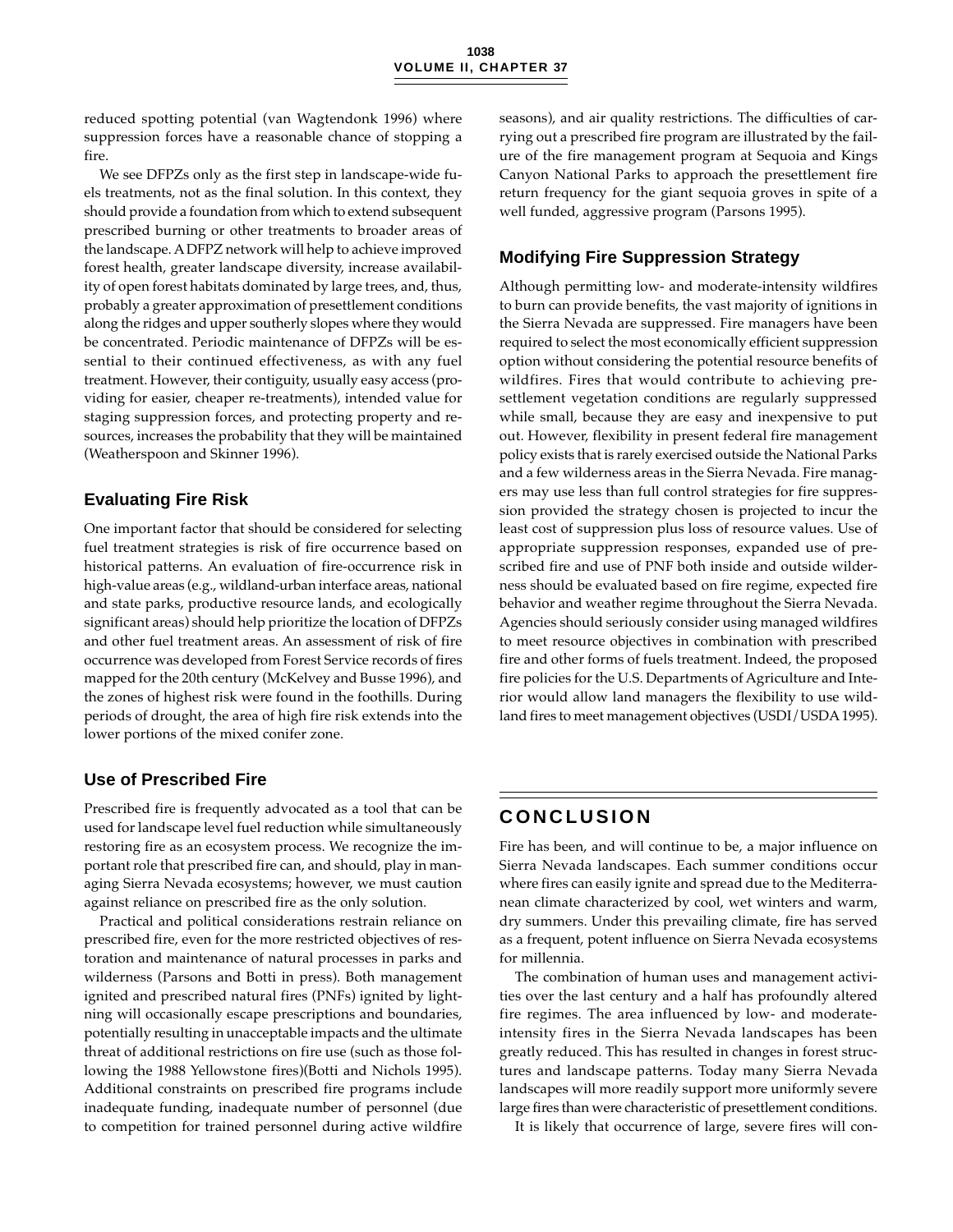reduced spotting potential (van Wagtendonk 1996) where suppression forces have a reasonable chance of stopping a fire.

We see DFPZs only as the first step in landscape-wide fuels treatments, not as the final solution. In this context, they should provide a foundation from which to extend subsequent prescribed burning or other treatments to broader areas of the landscape. A DFPZ network will help to achieve improved forest health, greater landscape diversity, increase availability of open forest habitats dominated by large trees, and, thus, probably a greater approximation of presettlement conditions along the ridges and upper southerly slopes where they would be concentrated. Periodic maintenance of DFPZs will be essential to their continued effectiveness, as with any fuel treatment. However, their contiguity, usually easy access (providing for easier, cheaper re-treatments), intended value for staging suppression forces, and protecting property and resources, increases the probability that they will be maintained (Weatherspoon and Skinner 1996).

### Evaluating Fire Risk

One important factor that should be considered for selecting fuel treatment strategies is risk of fire occurrence based on historical patterns. An evaluation of fire-occurrence risk in high-value areas (e.g., wildland-urban interface areas, national and state parks, productive resource lands, and ecologically significant areas) should help prioritize the location of DFPZs and other fuel treatment areas. An assessment of risk of fire occurrence was developed from Forest Service records of fires mapped for the 20th century (McKelvey and Busse 1996), and the zones of highest risk were found in the foothills. During periods of drought, the area of high fire risk extends into the lower portions of the mixed conifer zone.

### Use of Prescribed Fire

Prescribed fire is frequently advocated as a tool that can be used for landscape level fuel reduction while simultaneously restoring fire as an ecosystem process. We recognize the important role that prescribed fire can, and should, play in managing Sierra Nevada ecosystems; however, we must caution against reliance on prescribed fire as the only solution.

Practical and political considerations restrain reliance on prescribed fire, even for the more restricted objectives of restoration and maintenance of natural processes in parks and wilderness (Parsons and Botti in press). Both management ignited and prescribed natural fires (PNFs) ignited by lightning will occasionally escape prescriptions and boundaries, potentially resulting in unacceptable impacts and the ultimate threat of additional restrictions on fire use (such as those following the 1988 Yellowstone fires)(Botti and Nichols 1995). Additional constraints on prescribed fire programs include inadequate funding, inadequate number of personnel (due to competition for trained personnel during active wildfire seasons), and air quality restrictions. The difficulties of carrying out a prescribed fire program are illustrated by the failure of the fire management program at Sequoia and Kings Canyon National Parks to approach the presettlement fire return frequency for the giant sequoia groves in spite of a well funded, aggressive program (Parsons 1995).

### Modifying Fire Suppression Strategy

Although permitting low- and moderate-intensity wildfires to burn can provide benefits, the vast majority of ignitions in the Sierra Nevada are suppressed. Fire managers have been required to select the most economically efficient suppression option without considering the potential resource benefits of wildfires. Fires that would contribute to achieving presettlement vegetation conditions are regularly suppressed while small, because they are easy and inexpensive to put out. However, flexibility in present federal fire management policy exists that is rarely exercised outside the National Parks and a few wilderness areas in the Sierra Nevada. Fire managers may use less than full control strategies for fire suppression provided the strategy chosen is projected to incur the least cost of suppression plus loss of resource values. Use of appropriate suppression responses, expanded use of prescribed fire and use of PNF both inside and outside wilderness should be evaluated based on fire regime, expected fire behavior and weather regime throughout the Sierra Nevada. Agencies should seriously consider using managed wildfires to meet resource objectives in combination with prescribed fire and other forms of fuels treatment. Indeed, the proposed fire policies for the U.S. Departments of Agriculture and Interior would allow land managers the flexibility to use wildland fires to meet management objectives (USDI/USDA 1995).

## CONCLUSION

Fire has been, and will continue to be, a major influence on Sierra Nevada landscapes. Each summer conditions occur where fires can easily ignite and spread due to the Mediterranean climate characterized by cool, wet winters and warm, dry summers. Under this prevailing climate, fire has served as a frequent, potent influence on Sierra Nevada ecosystems for millennia.

The combination of human uses and management activities over the last century and a half has profoundly altered fire regimes. The area influenced by low- and moderate-intensity fires in the Sierra Nevada landscapes has been greatly reduced. This has resulted in changes in forest structures and landscape patterns. Today many Sierra Nevada landscapes will more readily support more uniformly severe large fires than were characteristic of presettlement conditions.

It is likely that occurrence of large, severe fires will con-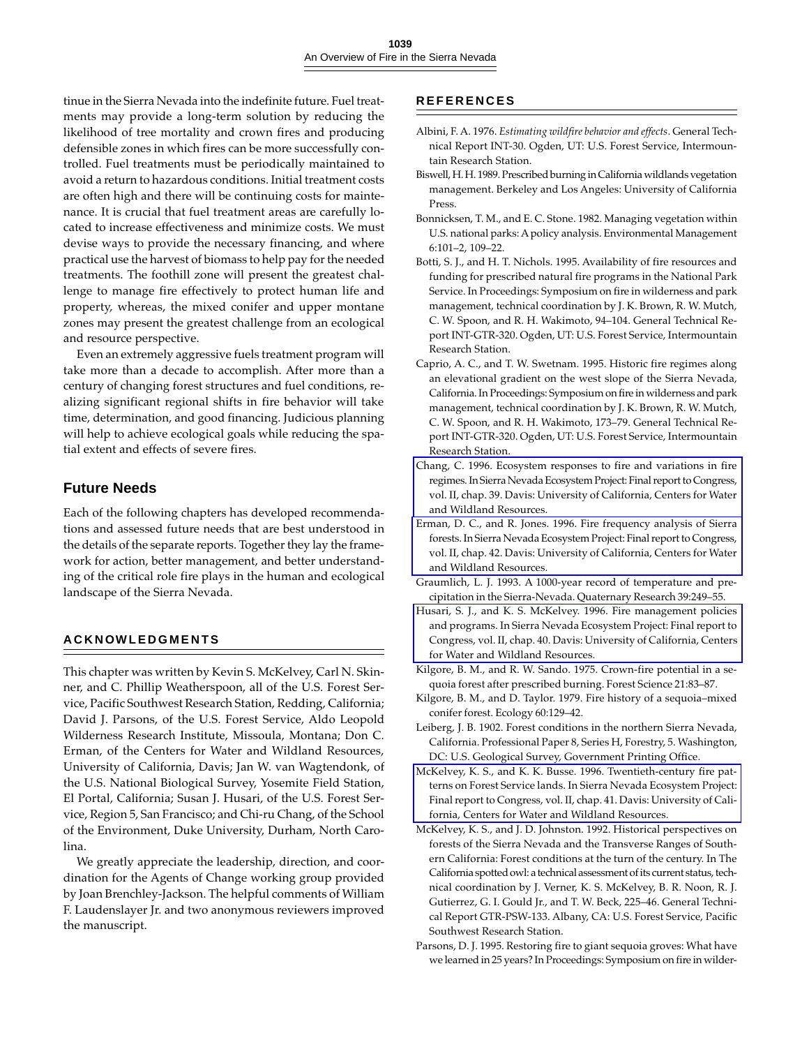tinue in the Sierra Nevada into the indefinite future. Fuel treatments may provide a long-term solution by reducing the likelihood of tree mortality and crown fires and producing defensible zones in which fires can be more successfully controlled. Fuel treatments must be periodically maintained to avoid a return to hazardous conditions. Initial treatment costs are often high and there will be continuing costs for maintenance. It is crucial that fuel treatment areas are carefully located to increase effectiveness and minimize costs. We must devise ways to provide the necessary financing, and where practical use the harvest of biomass to help pay for the needed treatments. The foothill zone will present the greatest challenge to manage fire effectively to protect human life and property, whereas, the mixed conifer and upper montane zones may present the greatest challenge from an ecological and resource perspective.

Even an extremely aggressive fuels treatment program will take more than a decade to accomplish. After more than a century of changing forest structures and fuel conditions, realizing significant regional shifts in fire behavior will take time, determination, and good financing. Judicious planning will help to achieve ecological goals while reducing the spatial extent and effects of severe fires.

## Future Needs

Each of the following chapters has developed recommendations and assessed future needs that are best understood in the details of the separate reports. Together they lay the framework for action, better management, and better understanding of the critical role fire plays in the human and ecological landscape of the Sierra Nevada.

## ACKNOWLEDGMENTS

This chapter was written by Kevin S. McKelvey, Carl N. Skinner, and C. Phillip Weatherspoon, all of the U.S. Forest Service, Pacific Southwest Research Station, Redding, California; David J. Parsons, of the U.S. Forest Service, Aldo Leopold Wilderness Research Institute, Missoula, Montana; Don C. Erman, of the Centers for Water and Wildland Resources, University of California, Davis; Jan W. van Wagtendonk, of the U.S. National Biological Survey, Yosemite Field Station, El Portal, California; Susan J. Husari, of the U.S. Forest Service, Region 5, San Francisco; and Chi-ru Chang, of the School of the Environment, Duke University, Durham, North Carolina.

We greatly appreciate the leadership, direction, and coordination for the Agents of Change working group provided by Joan Brenchley-Jackson. The helpful comments of William F. Laudenslayer Jr. and two anonymous reviewers improved the manuscript.

## REFERENCES

Albini, F. A. 1976. *Estimating wildfire behavior and effects*. General Technical Report INT-30. Ogden, UT: U.S. Forest Service, Intermountain Research Station.

Biswell, H. H. 1989. Prescribed burning in California wildlands vegetation management. Berkeley and Los Angeles: University of California Press.

Bonnicksen, T. M., and E. C. Stone. 1982. Managing vegetation within U.S. national parks: A policy analysis. Environmental Management 6:101–2, 109–22.

Botti, S. J., and H. T. Nichols. 1995. Availability of fire resources and funding for prescribed natural fire programs in the National Park Service. In Proceedings: Symposium on fire in wilderness and park management, technical coordination by J. K. Brown, R. W. Mutch, C. W. Spoon, and R. H. Wakimoto, 94–104. General Technical Report INT-GTR-320. Ogden, UT: U.S. Forest Service, Intermountain Research Station.

Caprio, A. C., and T. W. Swetnam. 1995. Historic fire regimes along an elevational gradient on the west slope of the Sierra Nevada, California. In Proceedings: Symposium on fire in wilderness and park management, technical coordination by J. K. Brown, R. W. Mutch, C. W. Spoon, and R. H. Wakimoto, 173–79. General Technical Report INT-GTR-320. Ogden, UT: U.S. Forest Service, Intermountain Research Station.

Chang, C. 1996. Ecosystem responses to fire and variations in fire regimes. In Sierra Nevada Ecosystem Project: Final report to Congress, vol. II, chap. 39. Davis: University of California, Centers for Water and Wildland Resources.

Erman, D. C., and R. Jones. 1996. Fire frequency analysis of Sierra forests. In Sierra Nevada Ecosystem Project: Final report to Congress, vol. II, chap. 42. Davis: University of California, Centers for Water and Wildland Resources.

Graumlich, L. J. 1993. A 1000-year record of temperature and precipitation in the Sierra-Nevada. Quaternary Research 39:249–55.

Husari, S. J., and K. S. McKelvey. 1996. Fire management policies and programs. In Sierra Nevada Ecosystem Project: Final report to Congress, vol. II, chap. 40. Davis: University of California, Centers for Water and Wildland Resources.

Kilgore, B. M., and R. W. Sando. 1975. Crown-fire potential in a sequoia forest after prescribed burning. Forest Science 21:83–87.

Kilgore, B. M., and D. Taylor. 1979. Fire history of a sequoia–mixed conifer forest. Ecology 60:129–42.

Leiberg, J. B. 1902. Forest conditions in the northern Sierra Nevada, California. Professional Paper 8, Series H, Forestry, 5. Washington, DC: U.S. Geological Survey, Government Printing Office.

McKelvey, K. S., and K. K. Busse. 1996. Twentieth-century fire patterns on Forest Service lands. In Sierra Nevada Ecosystem Project: Final report to Congress, vol. II, chap. 41. Davis: University of California, Centers for Water and Wildland Resources.

McKelvey, K. S., and J. D. Johnston. 1992. Historical perspectives on forests of the Sierra Nevada and the Transverse Ranges of Southern California: Forest conditions at the turn of the century. In The California spotted owl: a technical assessment of its current status, technical coordination by J. Verner, K. S. McKelvey, B. R. Noon, R. J. Gutierrez, G. I. Gould Jr., and T. W. Beck, 225–46. General Technical Report GTR-PSW-133. Albany, CA: U.S. Forest Service, Pacific Southwest Research Station.

Parsons, D. J. 1995. Restoring fire to giant sequoia groves: What have we learned in 25 years? In Proceedings: Symposium on fire in wilder-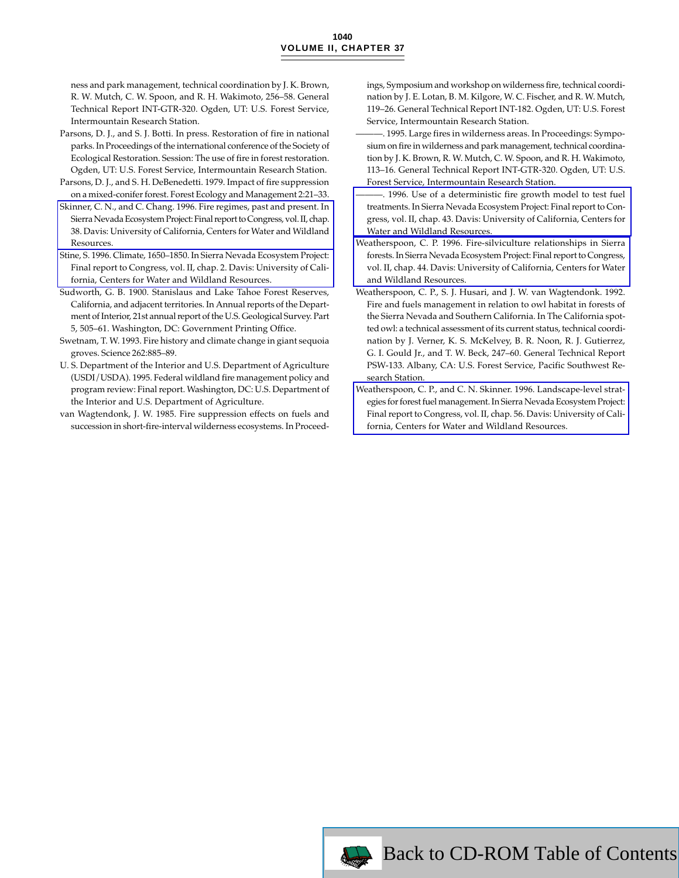ness and park management, technical coordination by J. K. Brown, R. W. Mutch, C. W. Spoon, and R. H. Wakimoto, 256–58. General Technical Report INT-GTR-320. Ogden, UT: U.S. Forest Service, Intermountain Research Station.

Parsons, D. J., and S. J. Botti. In press. Restoration of fire in national parks. In Proceedings of the international conference of the Society of Ecological Restoration. Session: The use of fire in forest restoration. Ogden, UT: U.S. Forest Service, Intermountain Research Station.

Parsons, D. J., and S. H. DeBenedetti. 1979. Impact of fire suppression on a mixed-conifer forest. Forest Ecology and Management 2:21–33.

Skinner, C. N., and C. Chang. 1996. Fire regimes, past and present. In Sierra Nevada Ecosystem Project: Final report to Congress, vol. II, chap. 38. Davis: University of California, Centers for Water and Wildland Resources.

Stine, S. 1996. Climate, 1650–1850. In Sierra Nevada Ecosystem Project: Final report to Congress, vol. II, chap. 2. Davis: University of California, Centers for Water and Wildland Resources.

Sudworth, G. B. 1900. Stanislaus and Lake Tahoe Forest Reserves, California, and adjacent territories. In Annual reports of the Department of Interior, 21st annual report of the U.S. Geological Survey. Part 5, 505–61. Washington, DC: Government Printing Office.

Swetnam, T. W. 1993. Fire history and climate change in giant sequoia groves. Science 262:885–89.

U. S. Department of the Interior and U.S. Department of Agriculture (USDI/USDA). 1995. Federal wildland fire management policy and program review: Final report. Washington, DC: U.S. Department of the Interior and U.S. Department of Agriculture.

van Wagtendonk, J. W. 1985. Fire suppression effects on fuels and succession in short-fire-interval wilderness ecosystems. In Proceedings, Symposium and workshop on wilderness fire, technical coordination by J. E. Lotan, B. M. Kilgore, W. C. Fischer, and R. W. Mutch, 119–26. General Technical Report INT-182. Ogden, UT: U.S. Forest Service, Intermountain Research Station.

———. 1995. Large fires in wilderness areas. In Proceedings: Symposium on fire in wilderness and park management, technical coordination by J. K. Brown, R. W. Mutch, C. W. Spoon, and R. H. Wakimoto, 113–16. General Technical Report INT-GTR-320. Ogden, UT: U.S. Forest Service, Intermountain Research Station.

———. 1996. Use of a deterministic fire growth model to test fuel treatments. In Sierra Nevada Ecosystem Project: Final report to Congress, vol. II, chap. 43. Davis: University of California, Centers for Water and Wildland Resources.

Weatherspoon, C. P. 1996. Fire-silviculture relationships in Sierra forests. In Sierra Nevada Ecosystem Project: Final report to Congress, vol. II, chap. 44. Davis: University of California, Centers for Water and Wildland Resources.

Weatherspoon, C. P., S. J. Husari, and J. W. van Wagtendonk. 1992. Fire and fuels management in relation to owl habitat in forests of the Sierra Nevada and Southern California. In The California spotted owl: a technical assessment of its current status, technical coordination by J. Verner, K. S. McKelvey, B. R. Noon, R. J. Gutierrez, G. I. Gould Jr., and T. W. Beck, 247–60. General Technical Report PSW-133. Albany, CA: U.S. Forest Service, Pacific Southwest Research Station.

Weatherspoon, C. P., and C. N. Skinner. 1996. Landscape-level strategies for forest fuel management. In Sierra Nevada Ecosystem Project: Final report to Congress, vol. II, chap. 56. Davis: University of California, Centers for Water and Wildland Resources.

Back to CD-ROM Table of Contents